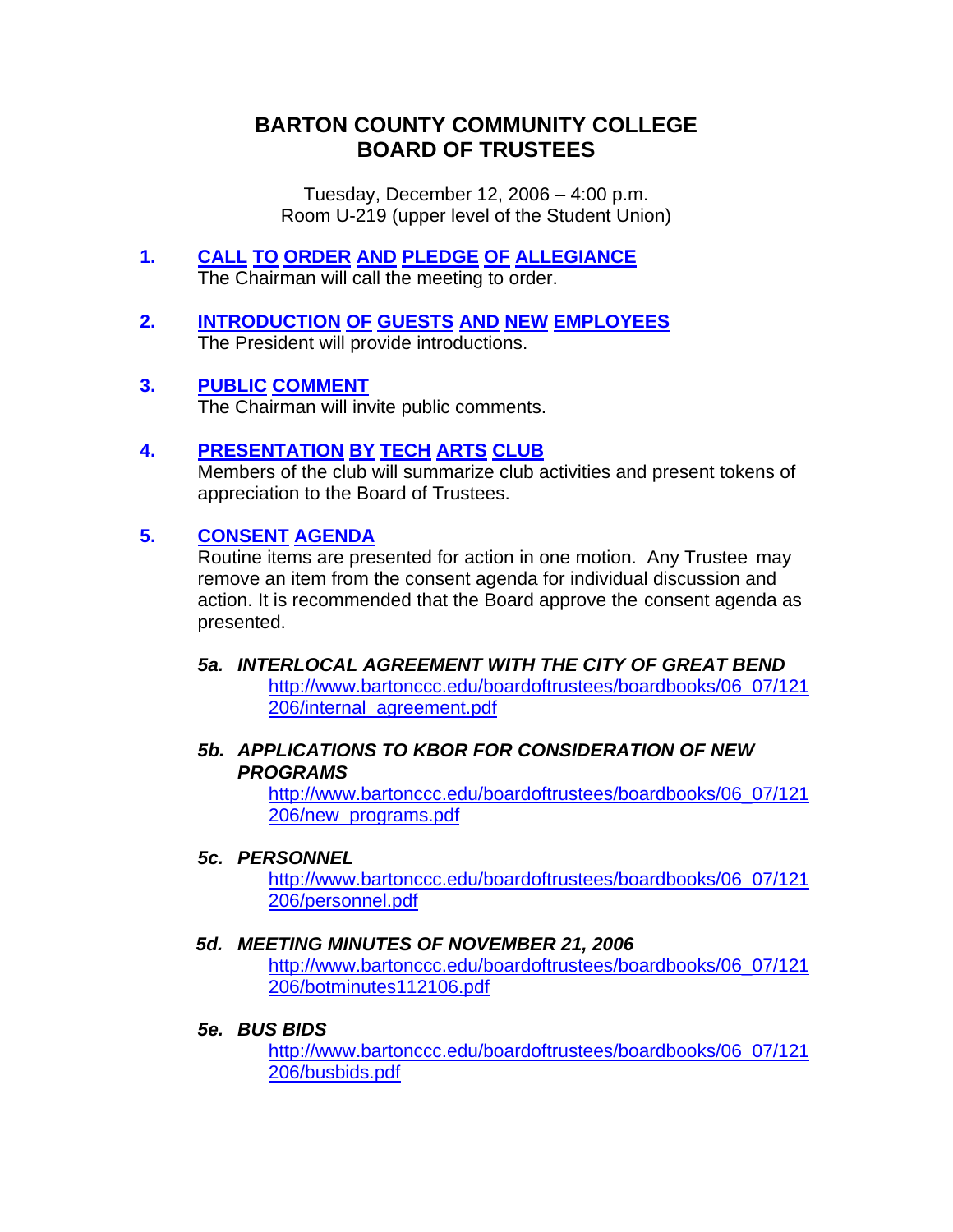# BARTON COUNTY COMMUNITY COLLEGE
# BOARD OF TRUSTEES

Tuesday, December 12, 2006 – 4:00 p.m.
Room U-219 (upper level of the Student Union)

## 1. CALL TO ORDER AND PLEDGE OF ALLEGIANCE

The Chairman will call the meeting to order.

## 2. INTRODUCTION OF GUESTS AND NEW EMPLOYEES

The President will provide introductions.

## 3. PUBLIC COMMENT

The Chairman will invite public comments.

## 4. PRESENTATION BY TECH ARTS CLUB

Members of the club will summarize club activities and present tokens of appreciation to the Board of Trustees.

## 5. CONSENT AGENDA

Routine items are presented for action in one motion. Any Trustee may remove an item from the consent agenda for individual discussion and action. It is recommended that the Board approve the consent agenda as presented.

### *5a. INTERLOCAL AGREEMENT WITH THE CITY OF GREAT BEND*

http://www.bartonccc.edu/boardoftrustees/boardbooks/06_07/121206/internal_agreement.pdf

### *5b. APPLICATIONS TO KBOR FOR CONSIDERATION OF NEW PROGRAMS*

http://www.bartonccc.edu/boardoftrustees/boardbooks/06_07/121206/new_programs.pdf

### *5c. PERSONNEL*

http://www.bartonccc.edu/boardoftrustees/boardbooks/06_07/121206/personnel.pdf

### *5d. MEETING MINUTES OF NOVEMBER 21, 2006*

http://www.bartonccc.edu/boardoftrustees/boardbooks/06_07/121206/botminutes112106.pdf

### *5e. BUS BIDS*

http://www.bartonccc.edu/boardoftrustees/boardbooks/06_07/121206/busbids.pdf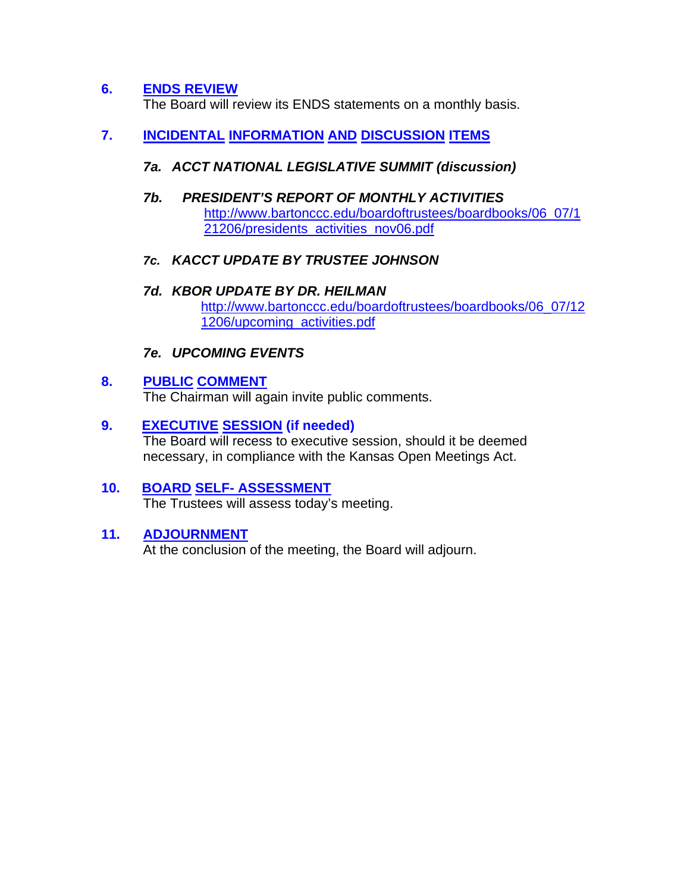**6. ENDS REVIEW**

The Board will review its ENDS statements on a monthly basis.

**7. INCIDENTAL INFORMATION AND DISCUSSION ITEMS**

***7a. ACCT NATIONAL LEGISLATIVE SUMMIT (discussion)***

***7b. PRESIDENT'S REPORT OF MONTHLY ACTIVITIES***

http://www.bartonccc.edu/boardoftrustees/boardbooks/06_07/121206/presidents_activities_nov06.pdf

***7c. KACCT UPDATE BY TRUSTEE JOHNSON***

***7d. KBOR UPDATE BY DR. HEILMAN***

http://www.bartonccc.edu/boardoftrustees/boardbooks/06_07/121206/upcoming_activities.pdf

***7e. UPCOMING EVENTS***

**8. PUBLIC COMMENT**

The Chairman will again invite public comments.

**9. EXECUTIVE SESSION (if needed)**

The Board will recess to executive session, should it be deemed necessary, in compliance with the Kansas Open Meetings Act.

**10. BOARD SELF- ASSESSMENT**

The Trustees will assess today's meeting.

**11. ADJOURNMENT**

At the conclusion of the meeting, the Board will adjourn.